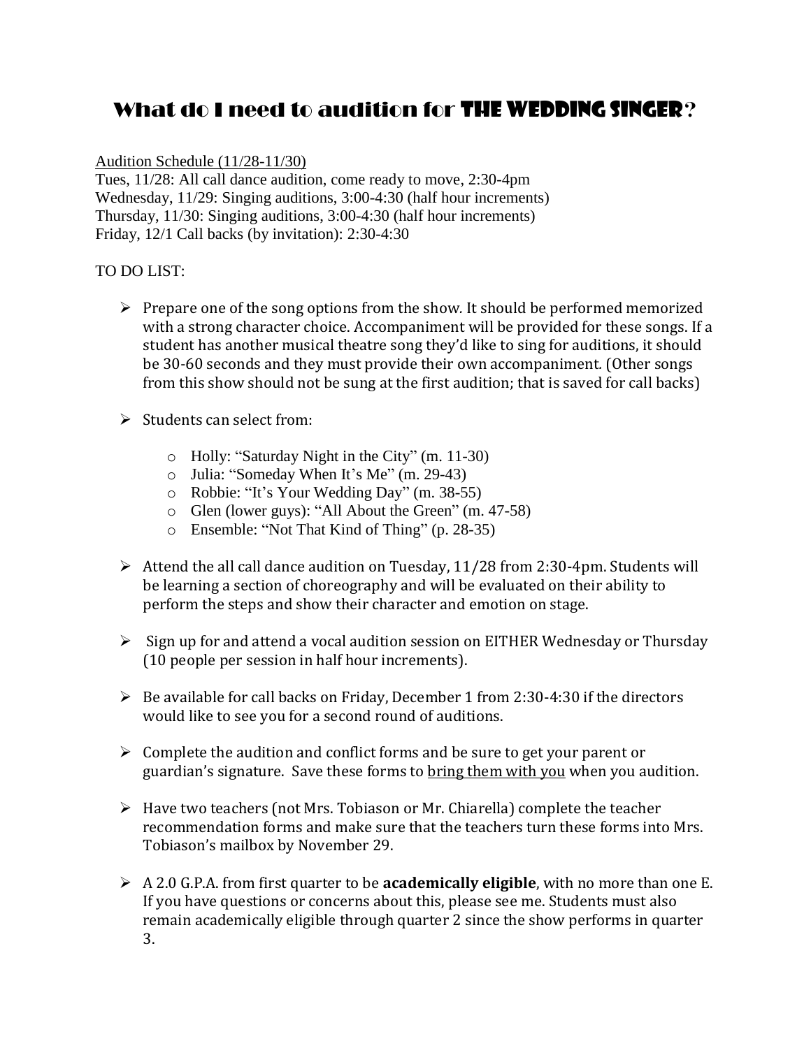# What do I need to audition for THE WEDDING SINGER?

Audition Schedule (11/28-11/30)
Tues, 11/28: All call dance audition, come ready to move, 2:30-4pm
Wednesday, 11/29: Singing auditions, 3:00-4:30 (half hour increments)
Thursday, 11/30: Singing auditions, 3:00-4:30 (half hour increments)
Friday, 12/1 Call backs (by invitation): 2:30-4:30

TO DO LIST:

- Prepare one of the song options from the show. It should be performed memorized with a strong character choice. Accompaniment will be provided for these songs. If a student has another musical theatre song they'd like to sing for auditions, it should be 30-60 seconds and they must provide their own accompaniment. (Other songs from this show should not be sung at the first audition; that is saved for call backs)
- Students can select from:
  - Holly: "Saturday Night in the City" (m. 11-30)
  - Julia: "Someday When It's Me" (m. 29-43)
  - Robbie: "It's Your Wedding Day" (m. 38-55)
  - Glen (lower guys): "All About the Green" (m. 47-58)
  - Ensemble: "Not That Kind of Thing" (p. 28-35)
- Attend the all call dance audition on Tuesday, 11/28 from 2:30-4pm. Students will be learning a section of choreography and will be evaluated on their ability to perform the steps and show their character and emotion on stage.
- Sign up for and attend a vocal audition session on EITHER Wednesday or Thursday (10 people per session in half hour increments).
- Be available for call backs on Friday, December 1 from 2:30-4:30 if the directors would like to see you for a second round of auditions.
- Complete the audition and conflict forms and be sure to get your parent or guardian's signature. Save these forms to <u>bring them with you</u> when you audition.
- Have two teachers (not Mrs. Tobiason or Mr. Chiarella) complete the teacher recommendation forms and make sure that the teachers turn these forms into Mrs. Tobiason's mailbox by November 29.
- A 2.0 G.P.A. from first quarter to be **academically eligible**, with no more than one E. If you have questions or concerns about this, please see me. Students must also remain academically eligible through quarter 2 since the show performs in quarter 3.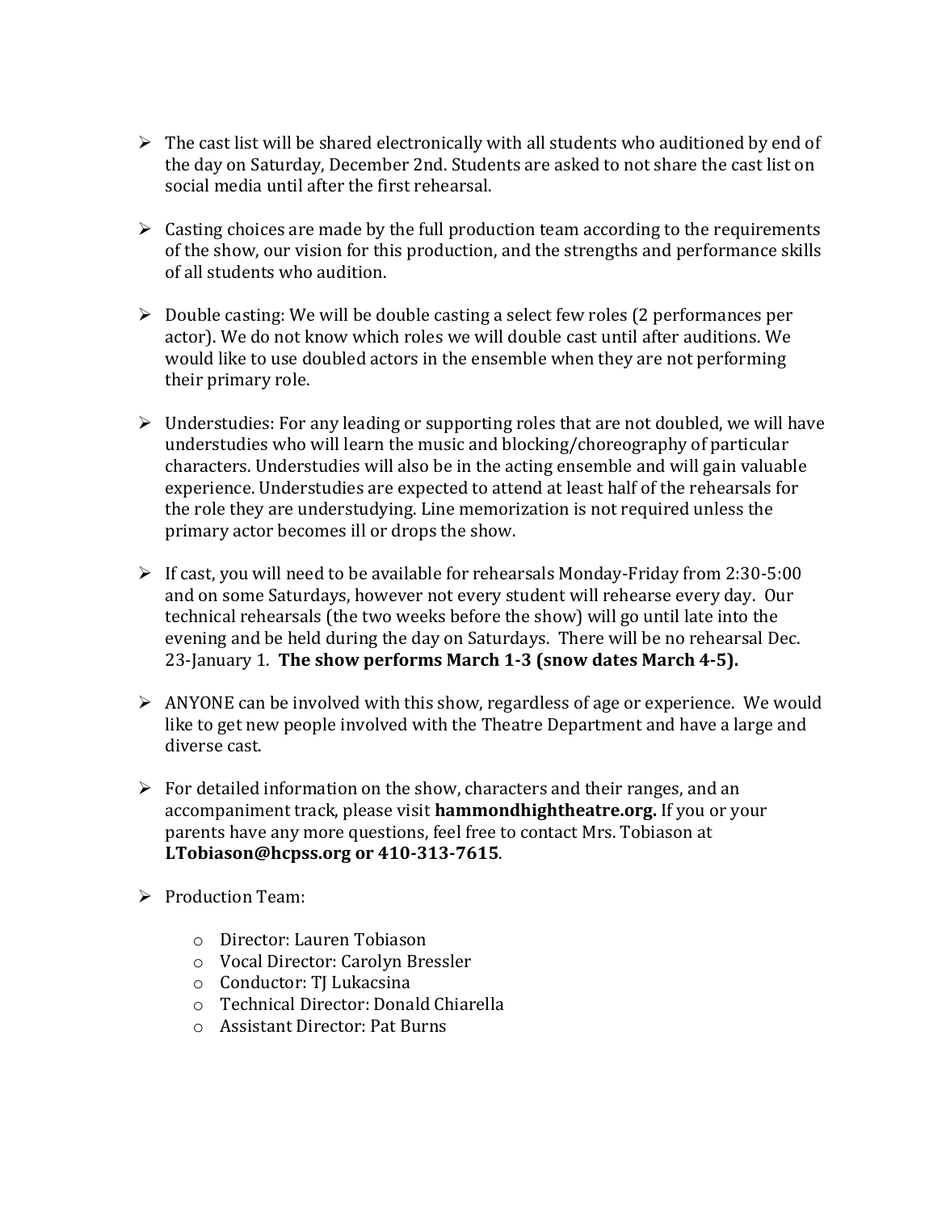- The cast list will be shared electronically with all students who auditioned by end of the day on Saturday, December 2nd. Students are asked to not share the cast list on social media until after the first rehearsal.

- Casting choices are made by the full production team according to the requirements of the show, our vision for this production, and the strengths and performance skills of all students who audition.

- Double casting: We will be double casting a select few roles (2 performances per actor). We do not know which roles we will double cast until after auditions. We would like to use doubled actors in the ensemble when they are not performing their primary role.

- Understudies: For any leading or supporting roles that are not doubled, we will have understudies who will learn the music and blocking/choreography of particular characters. Understudies will also be in the acting ensemble and will gain valuable experience. Understudies are expected to attend at least half of the rehearsals for the role they are understudying. Line memorization is not required unless the primary actor becomes ill or drops the show.

- If cast, you will need to be available for rehearsals Monday-Friday from 2:30-5:00 and on some Saturdays, however not every student will rehearse every day. Our technical rehearsals (the two weeks before the show) will go until late into the evening and be held during the day on Saturdays. There will be no rehearsal Dec. 23-January 1. **The show performs March 1-3 (snow dates March 4-5).**

- ANYONE can be involved with this show, regardless of age or experience. We would like to get new people involved with the Theatre Department and have a large and diverse cast.

- For detailed information on the show, characters and their ranges, and an accompaniment track, please visit **hammondhightheatre.org.** If you or your parents have any more questions, feel free to contact Mrs. Tobiason at **LTobiason@hcpss.org or 410-313-7615**.

- Production Team:
  - Director: Lauren Tobiason
  - Vocal Director: Carolyn Bressler
  - Conductor: TJ Lukacsina
  - Technical Director: Donald Chiarella
  - Assistant Director: Pat Burns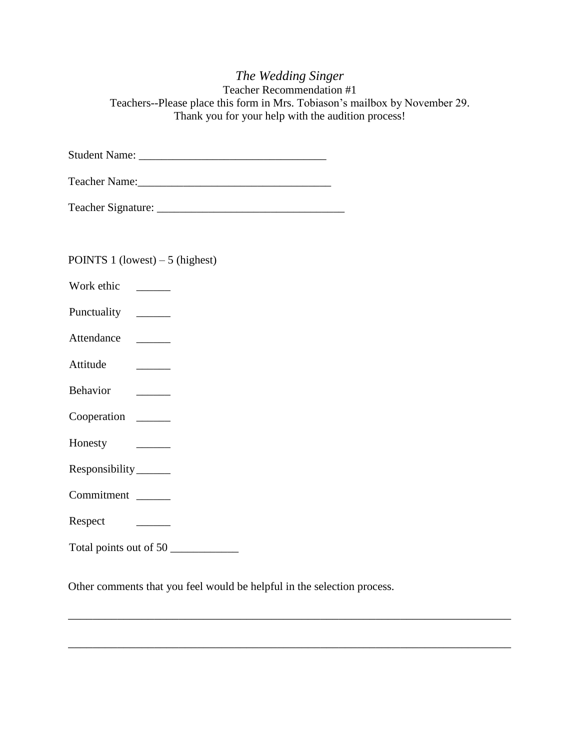# *The Wedding Singer*

Teacher Recommendation #1

Teachers--Please place this form in Mrs. Tobiason's mailbox by November 29.

Thank you for your help with the audition process!

Student Name: ________________________________

Teacher Name:_________________________________

Teacher Signature: ________________________________

POINTS 1 (lowest) – 5 (highest)

Work ethic ______

Punctuality ______

Attendance ______

Attitude ______

Behavior ______

Cooperation ______

Honesty ______

Responsibility______

Commitment ______

Respect ______

Total points out of 50 ____________

Other comments that you feel would be helpful in the selection process.

___________________________________________________________________________

___________________________________________________________________________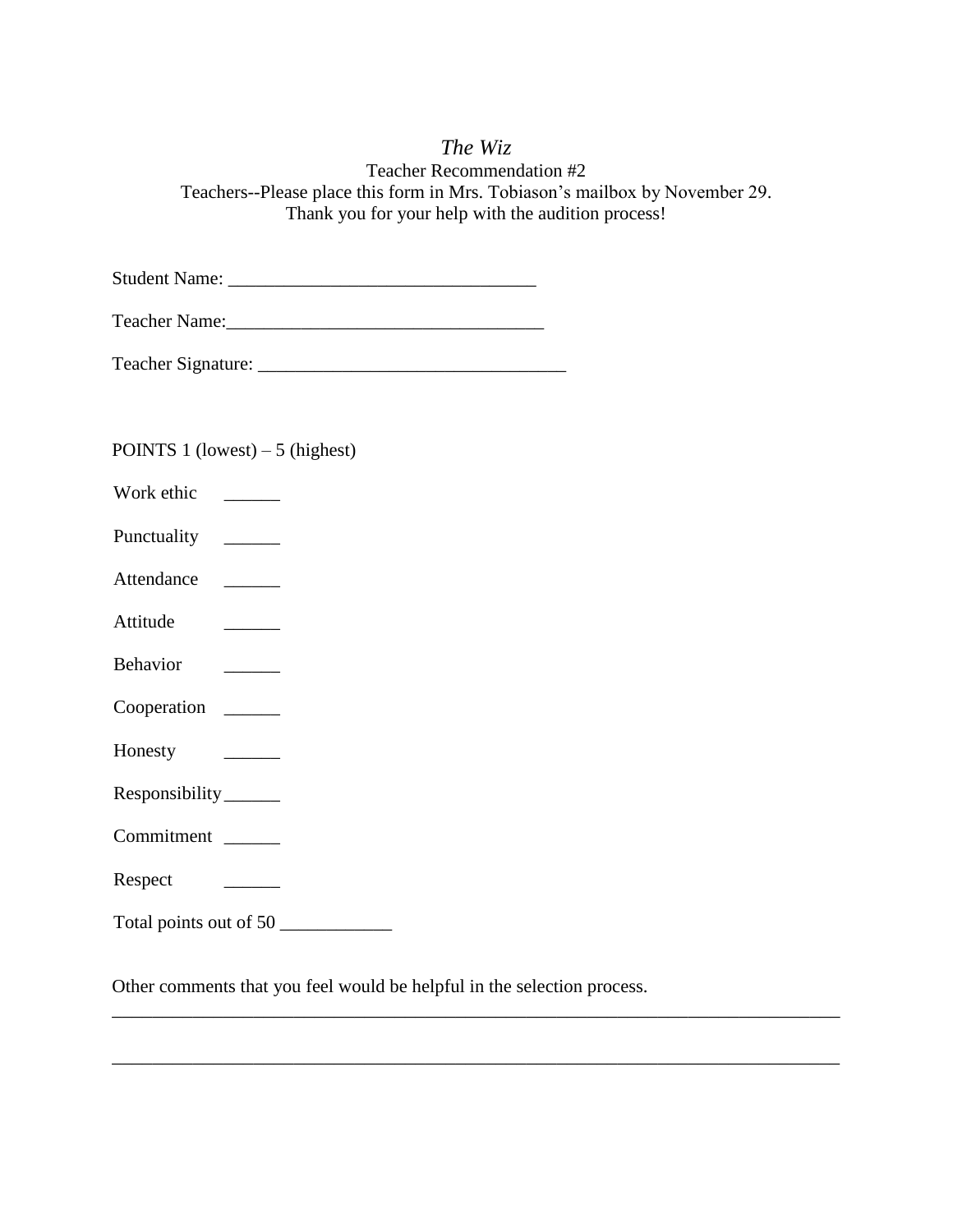*The Wiz*

Teacher Recommendation #2

Teachers--Please place this form in Mrs. Tobiason's mailbox by November 29.

Thank you for your help with the audition process!

Student Name: ________________________________

Teacher Name:_________________________________

Teacher Signature: ________________________________

POINTS 1 (lowest) – 5 (highest)

Work ethic ______

Punctuality ______

Attendance ______

Attitude ______

Behavior ______

Cooperation ______

Honesty ______

Responsibility______

Commitment ______

Respect ______

Total points out of 50 ____________

Other comments that you feel would be helpful in the selection process.

_____________________________________________________________________________

_____________________________________________________________________________